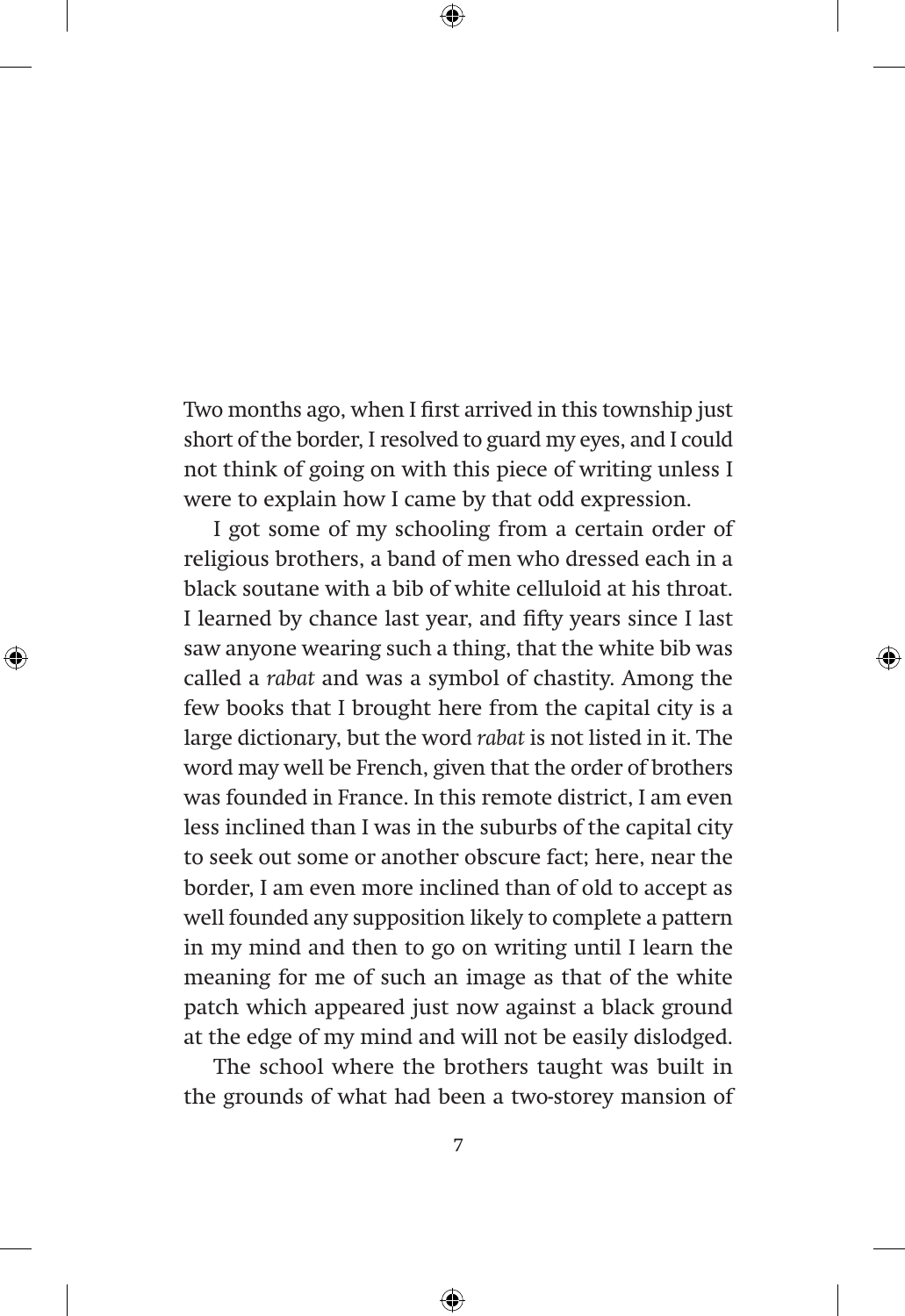Two months ago, when I first arrived in this township just short of the border, I resolved to guard my eyes, and I could not think of going on with this piece of writing unless I were to explain how I came by that odd expression.

I got some of my schooling from a certain order of religious brothers, a band of men who dressed each in a black soutane with a bib of white celluloid at his throat. I learned by chance last year, and fifty years since I last saw anyone wearing such a thing, that the white bib was called a *rabat* and was a symbol of chastity. Among the few books that I brought here from the capital city is a large dictionary, but the word *rabat* is not listed in it. The word may well be French, given that the order of brothers was founded in France. In this remote district, I am even less inclined than I was in the suburbs of the capital city to seek out some or another obscure fact; here, near the border, I am even more inclined than of old to accept as well founded any supposition likely to complete a pattern in my mind and then to go on writing until I learn the meaning for me of such an image as that of the white patch which appeared just now against a black ground at the edge of my mind and will not be easily dislodged.

The school where the brothers taught was built in the grounds of what had been a two-storey mansion of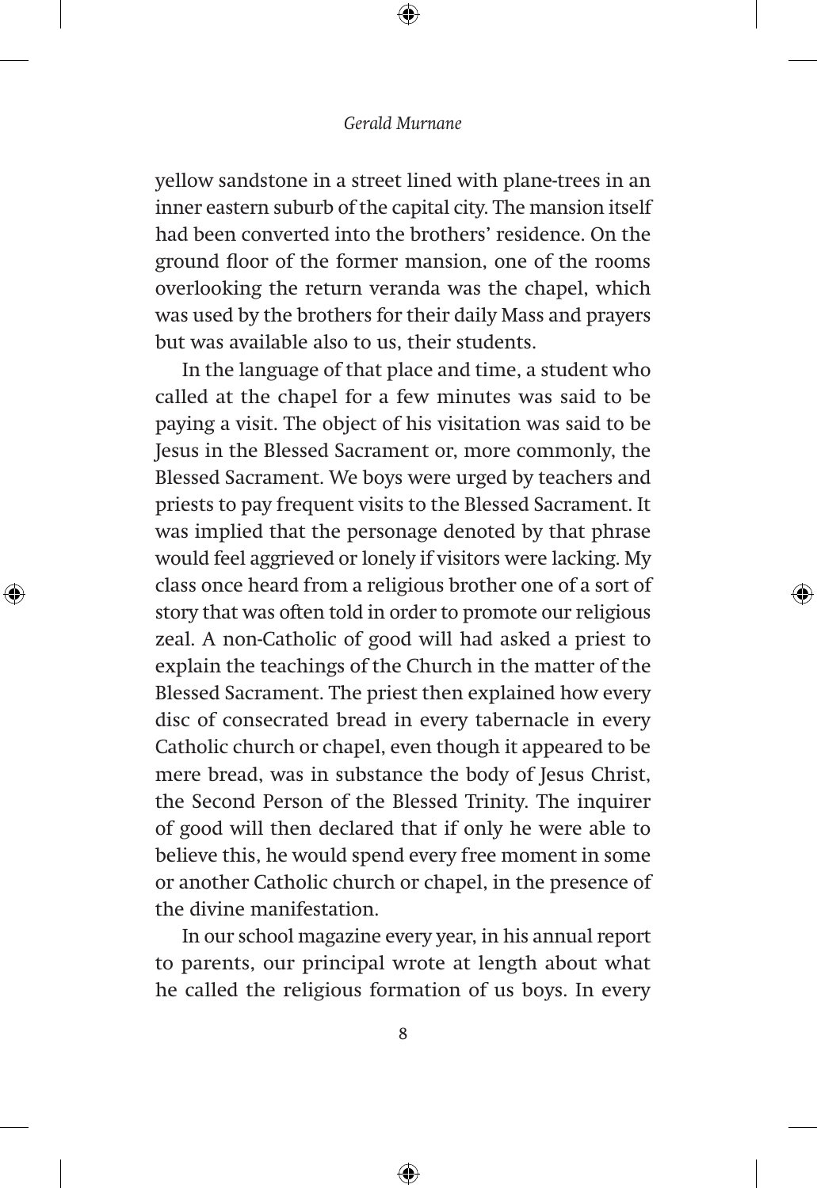yellow sandstone in a street lined with plane-trees in an inner eastern suburb of the capital city. The mansion itself had been converted into the brothers' residence. On the ground floor of the former mansion, one of the rooms overlooking the return veranda was the chapel, which was used by the brothers for their daily Mass and prayers but was available also to us, their students.

In the language of that place and time, a student who called at the chapel for a few minutes was said to be paying a visit. The object of his visitation was said to be Jesus in the Blessed Sacrament or, more commonly, the Blessed Sacrament. We boys were urged by teachers and priests to pay frequent visits to the Blessed Sacrament. It was implied that the personage denoted by that phrase would feel aggrieved or lonely if visitors were lacking. My class once heard from a religious brother one of a sort of story that was often told in order to promote our religious zeal. A non-Catholic of good will had asked a priest to explain the teachings of the Church in the matter of the Blessed Sacrament. The priest then explained how every disc of consecrated bread in every tabernacle in every Catholic church or chapel, even though it appeared to be mere bread, was in substance the body of Jesus Christ, the Second Person of the Blessed Trinity. The inquirer of good will then declared that if only he were able to believe this, he would spend every free moment in some or another Catholic church or chapel, in the presence of the divine manifestation.

In our school magazine every year, in his annual report to parents, our principal wrote at length about what he called the religious formation of us boys. In every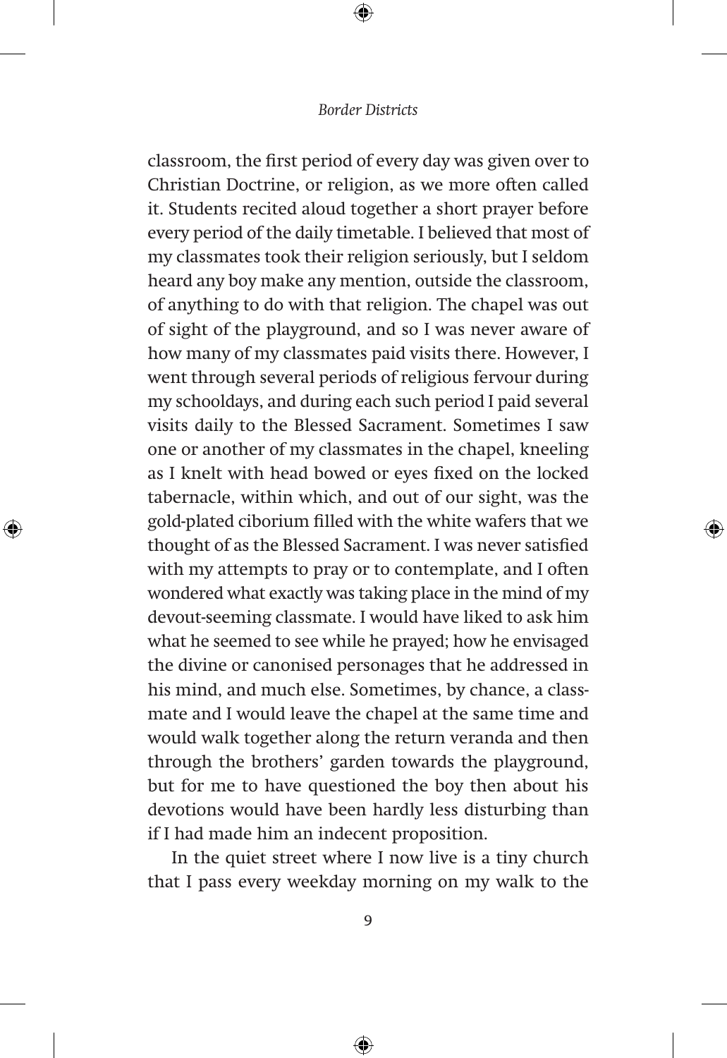classroom, the first period of every day was given over to Christian Doctrine, or religion, as we more often called it. Students recited aloud together a short prayer before every period of the daily timetable. I believed that most of my classmates took their religion seriously, but I seldom heard any boy make any mention, outside the classroom, of anything to do with that religion. The chapel was out of sight of the playground, and so I was never aware of how many of my classmates paid visits there. However, I went through several periods of religious fervour during my schooldays, and during each such period I paid several visits daily to the Blessed Sacrament. Sometimes I saw one or another of my classmates in the chapel, kneeling as I knelt with head bowed or eyes fixed on the locked tabernacle, within which, and out of our sight, was the gold-plated ciborium filled with the white wafers that we thought of as the Blessed Sacrament. I was never satisfied with my attempts to pray or to contemplate, and I often wondered what exactly was taking place in the mind of my devout-seeming classmate. I would have liked to ask him what he seemed to see while he prayed; how he envisaged the divine or canonised personages that he addressed in his mind, and much else. Sometimes, by chance, a classmate and I would leave the chapel at the same time and would walk together along the return veranda and then through the brothers' garden towards the playground, but for me to have questioned the boy then about his devotions would have been hardly less disturbing than if I had made him an indecent proposition.

In the quiet street where I now live is a tiny church that I pass every weekday morning on my walk to the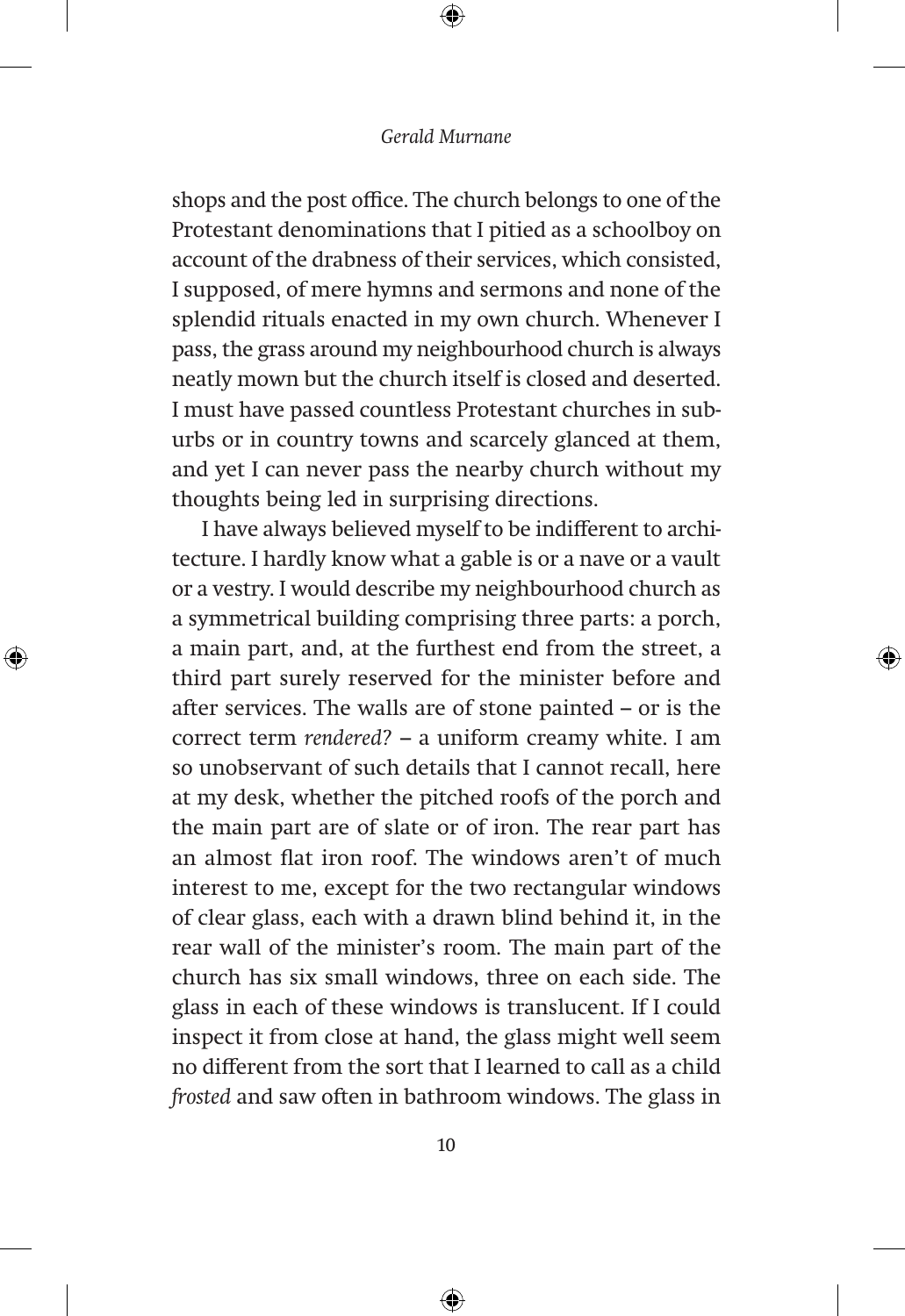shops and the post office. The church belongs to one of the Protestant denominations that I pitied as a schoolboy on account of the drabness of their services, which consisted, I supposed, of mere hymns and sermons and none of the splendid rituals enacted in my own church. Whenever I pass, the grass around my neighbourhood church is always neatly mown but the church itself is closed and deserted. I must have passed countless Protestant churches in suburbs or in country towns and scarcely glanced at them, and yet I can never pass the nearby church without my thoughts being led in surprising directions.

I have always believed myself to be indifferent to architecture. I hardly know what a gable is or a nave or a vault or a vestry. I would describe my neighbourhood church as a symmetrical building comprising three parts: a porch, a main part, and, at the furthest end from the street, a third part surely reserved for the minister before and after services. The walls are of stone painted – or is the correct term *rendered?* – a uniform creamy white. I am so unobservant of such details that I cannot recall, here at my desk, whether the pitched roofs of the porch and the main part are of slate or of iron. The rear part has an almost flat iron roof. The windows aren't of much interest to me, except for the two rectangular windows of clear glass, each with a drawn blind behind it, in the rear wall of the minister's room. The main part of the church has six small windows, three on each side. The glass in each of these windows is translucent. If I could inspect it from close at hand, the glass might well seem no different from the sort that I learned to call as a child *frosted* and saw often in bathroom windows. The glass in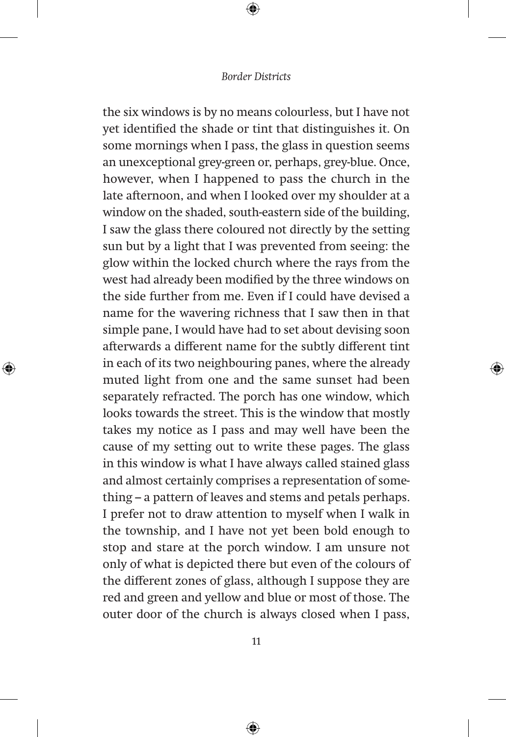the six windows is by no means colourless, but I have not yet identified the shade or tint that distinguishes it. On some mornings when I pass, the glass in question seems an unexceptional grey-green or, perhaps, grey-blue. Once, however, when I happened to pass the church in the late afternoon, and when I looked over my shoulder at a window on the shaded, south-eastern side of the building, I saw the glass there coloured not directly by the setting sun but by a light that I was prevented from seeing: the glow within the locked church where the rays from the west had already been modified by the three windows on the side further from me. Even if I could have devised a name for the wavering richness that I saw then in that simple pane, I would have had to set about devising soon afterwards a different name for the subtly different tint in each of its two neighbouring panes, where the already muted light from one and the same sunset had been separately refracted. The porch has one window, which looks towards the street. This is the window that mostly takes my notice as I pass and may well have been the cause of my setting out to write these pages. The glass in this window is what I have always called stained glass and almost certainly comprises a representation of something – a pattern of leaves and stems and petals perhaps. I prefer not to draw attention to myself when I walk in the township, and I have not yet been bold enough to stop and stare at the porch window. I am unsure not only of what is depicted there but even of the colours of the different zones of glass, although I suppose they are red and green and yellow and blue or most of those. The outer door of the church is always closed when I pass,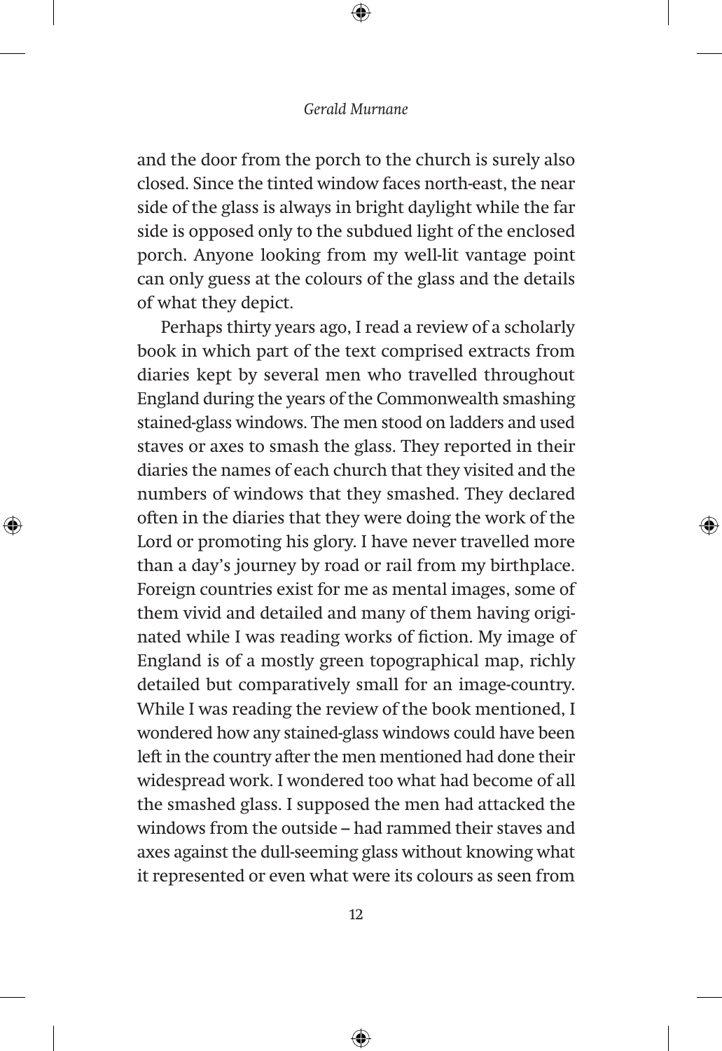and the door from the porch to the church is surely also closed. Since the tinted window faces north-east, the near side of the glass is always in bright daylight while the far side is opposed only to the subdued light of the enclosed porch. Anyone looking from my well-lit vantage point can only guess at the colours of the glass and the details of what they depict.

Perhaps thirty years ago, I read a review of a scholarly book in which part of the text comprised extracts from diaries kept by several men who travelled throughout England during the years of the Commonwealth smashing stained-glass windows. The men stood on ladders and used staves or axes to smash the glass. They reported in their diaries the names of each church that they visited and the numbers of windows that they smashed. They declared often in the diaries that they were doing the work of the Lord or promoting his glory. I have never travelled more than a day's journey by road or rail from my birthplace. Foreign countries exist for me as mental images, some of them vivid and detailed and many of them having originated while I was reading works of fiction. My image of England is of a mostly green topographical map, richly detailed but comparatively small for an image-country. While I was reading the review of the book mentioned, I wondered how any stained-glass windows could have been left in the country after the men mentioned had done their widespread work. I wondered too what had become of all the smashed glass. I supposed the men had attacked the windows from the outside – had rammed their staves and axes against the dull-seeming glass without knowing what it represented or even what were its colours as seen from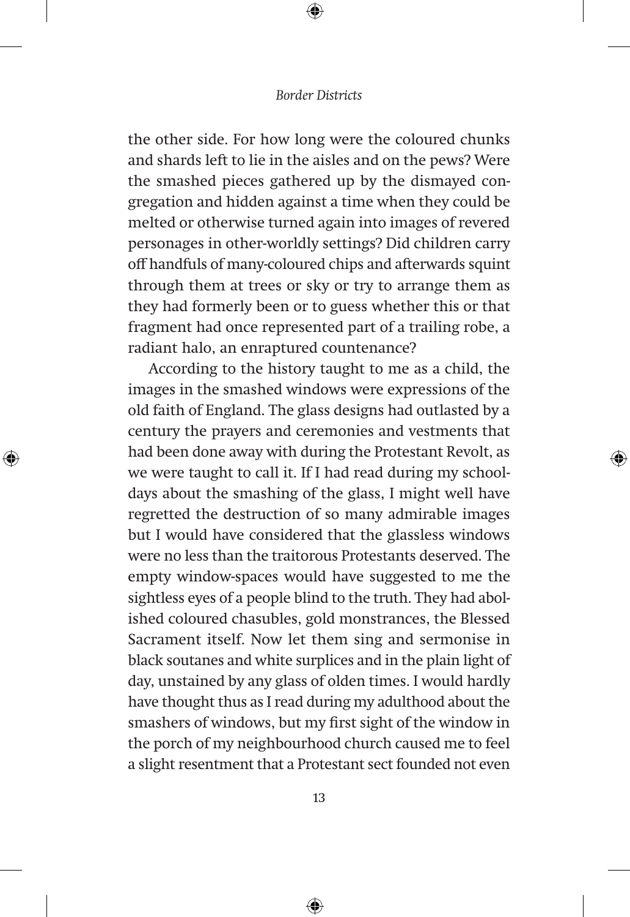the other side. For how long were the coloured chunks and shards left to lie in the aisles and on the pews? Were the smashed pieces gathered up by the dismayed congregation and hidden against a time when they could be melted or otherwise turned again into images of revered personages in other-worldly settings? Did children carry off handfuls of many-coloured chips and afterwards squint through them at trees or sky or try to arrange them as they had formerly been or to guess whether this or that fragment had once represented part of a trailing robe, a radiant halo, an enraptured countenance?

According to the history taught to me as a child, the images in the smashed windows were expressions of the old faith of England. The glass designs had outlasted by a century the prayers and ceremonies and vestments that had been done away with during the Protestant Revolt, as we were taught to call it. If I had read during my schooldays about the smashing of the glass, I might well have regretted the destruction of so many admirable images but I would have considered that the glassless windows were no less than the traitorous Protestants deserved. The empty window-spaces would have suggested to me the sightless eyes of a people blind to the truth. They had abolished coloured chasubles, gold monstrances, the Blessed Sacrament itself. Now let them sing and sermonise in black soutanes and white surplices and in the plain light of day, unstained by any glass of olden times. I would hardly have thought thus as I read during my adulthood about the smashers of windows, but my first sight of the window in the porch of my neighbourhood church caused me to feel a slight resentment that a Protestant sect founded not even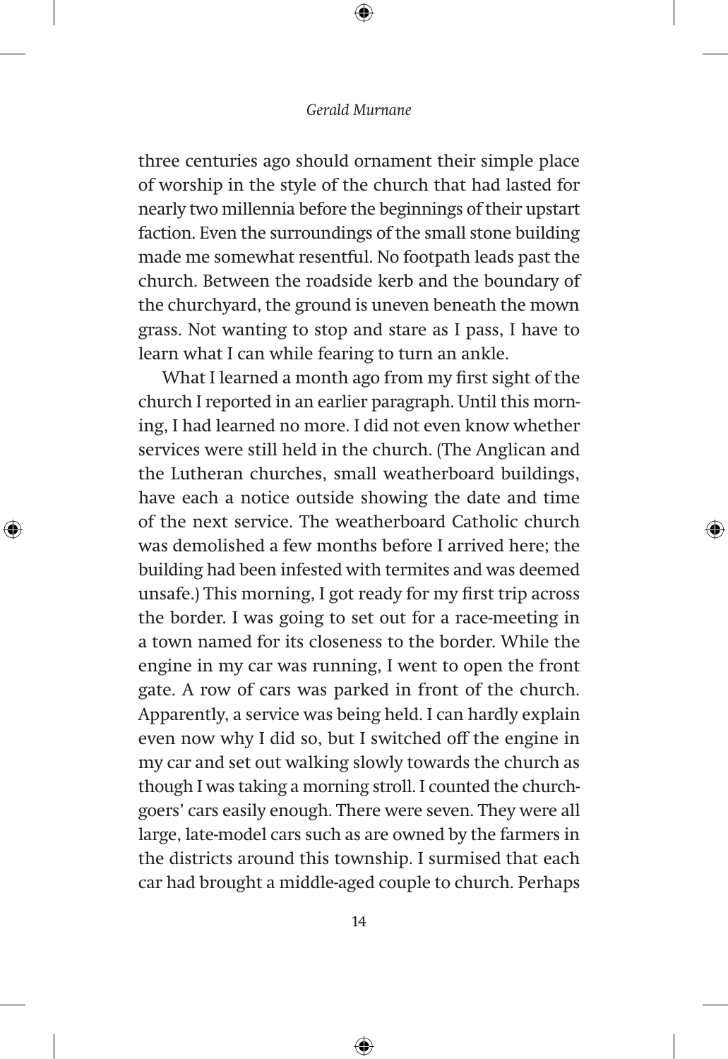three centuries ago should ornament their simple place of worship in the style of the church that had lasted for nearly two millennia before the beginnings of their upstart faction. Even the surroundings of the small stone building made me somewhat resentful. No footpath leads past the church. Between the roadside kerb and the boundary of the churchyard, the ground is uneven beneath the mown grass. Not wanting to stop and stare as I pass, I have to learn what I can while fearing to turn an ankle.

What I learned a month ago from my first sight of the church I reported in an earlier paragraph. Until this morning, I had learned no more. I did not even know whether services were still held in the church. (The Anglican and the Lutheran churches, small weatherboard buildings, have each a notice outside showing the date and time of the next service. The weatherboard Catholic church was demolished a few months before I arrived here; the building had been infested with termites and was deemed unsafe.) This morning, I got ready for my first trip across the border. I was going to set out for a race-meeting in a town named for its closeness to the border. While the engine in my car was running, I went to open the front gate. A row of cars was parked in front of the church. Apparently, a service was being held. I can hardly explain even now why I did so, but I switched off the engine in my car and set out walking slowly towards the church as though I was taking a morning stroll. I counted the churchgoers' cars easily enough. There were seven. They were all large, late-model cars such as are owned by the farmers in the districts around this township. I surmised that each car had brought a middle-aged couple to church. Perhaps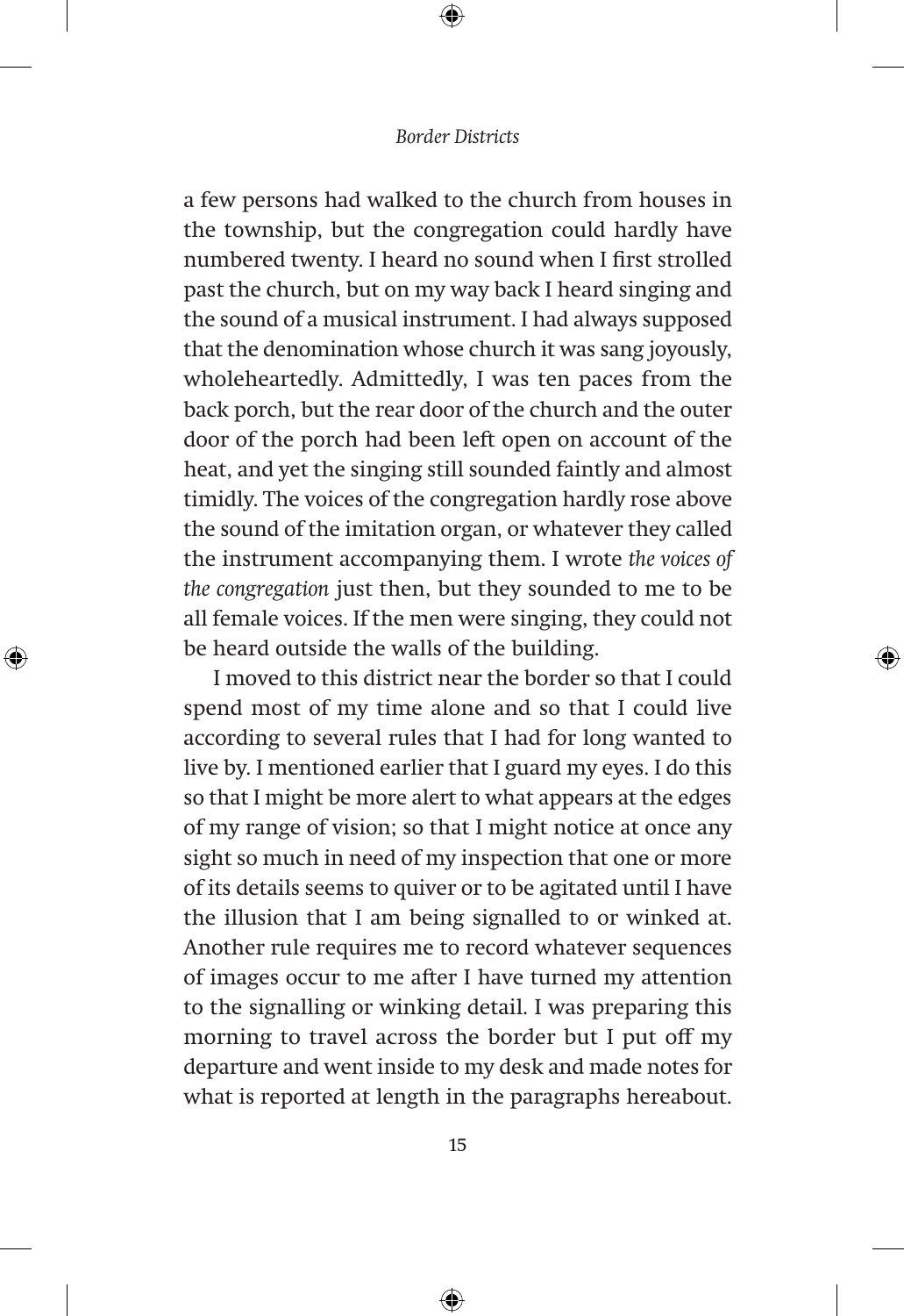a few persons had walked to the church from houses in the township, but the congregation could hardly have numbered twenty. I heard no sound when I first strolled past the church, but on my way back I heard singing and the sound of a musical instrument. I had always supposed that the denomination whose church it was sang joyously, wholeheartedly. Admittedly, I was ten paces from the back porch, but the rear door of the church and the outer door of the porch had been left open on account of the heat, and yet the singing still sounded faintly and almost timidly. The voices of the congregation hardly rose above the sound of the imitation organ, or whatever they called the instrument accompanying them. I wrote *the voices of the congregation* just then, but they sounded to me to be all female voices. If the men were singing, they could not be heard outside the walls of the building.

I moved to this district near the border so that I could spend most of my time alone and so that I could live according to several rules that I had for long wanted to live by. I mentioned earlier that I guard my eyes. I do this so that I might be more alert to what appears at the edges of my range of vision; so that I might notice at once any sight so much in need of my inspection that one or more of its details seems to quiver or to be agitated until I have the illusion that I am being signalled to or winked at. Another rule requires me to record whatever sequences of images occur to me after I have turned my attention to the signalling or winking detail. I was preparing this morning to travel across the border but I put off my departure and went inside to my desk and made notes for what is reported at length in the paragraphs hereabout.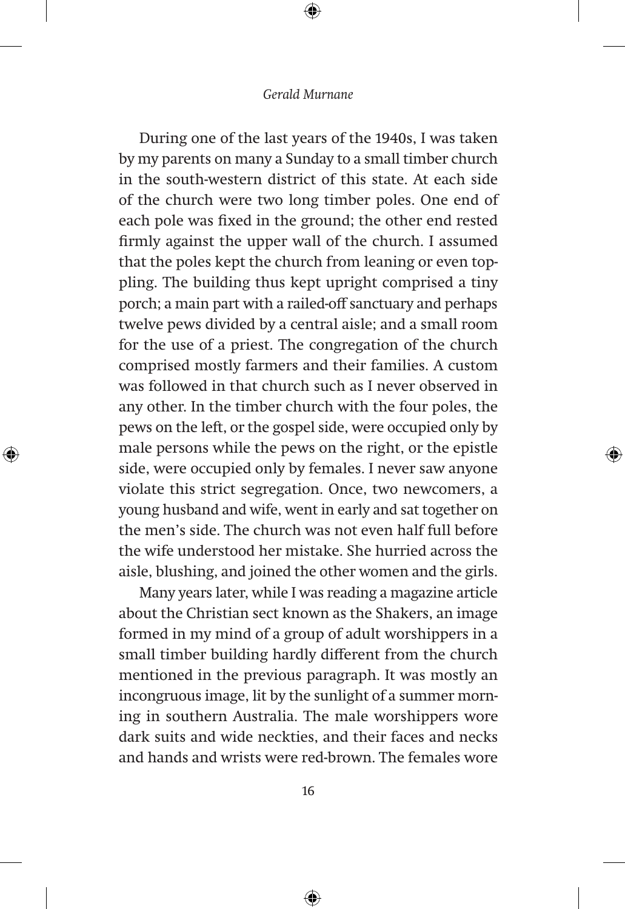During one of the last years of the 1940s, I was taken by my parents on many a Sunday to a small timber church in the south-western district of this state. At each side of the church were two long timber poles. One end of each pole was fixed in the ground; the other end rested firmly against the upper wall of the church. I assumed that the poles kept the church from leaning or even toppling. The building thus kept upright comprised a tiny porch; a main part with a railed-off sanctuary and perhaps twelve pews divided by a central aisle; and a small room for the use of a priest. The congregation of the church comprised mostly farmers and their families. A custom was followed in that church such as I never observed in any other. In the timber church with the four poles, the pews on the left, or the gospel side, were occupied only by male persons while the pews on the right, or the epistle side, were occupied only by females. I never saw anyone violate this strict segregation. Once, two newcomers, a young husband and wife, went in early and sat together on the men's side. The church was not even half full before the wife understood her mistake. She hurried across the aisle, blushing, and joined the other women and the girls.

Many years later, while I was reading a magazine article about the Christian sect known as the Shakers, an image formed in my mind of a group of adult worshippers in a small timber building hardly different from the church mentioned in the previous paragraph. It was mostly an incongruous image, lit by the sunlight of a summer morning in southern Australia. The male worshippers wore dark suits and wide neckties, and their faces and necks and hands and wrists were red-brown. The females wore